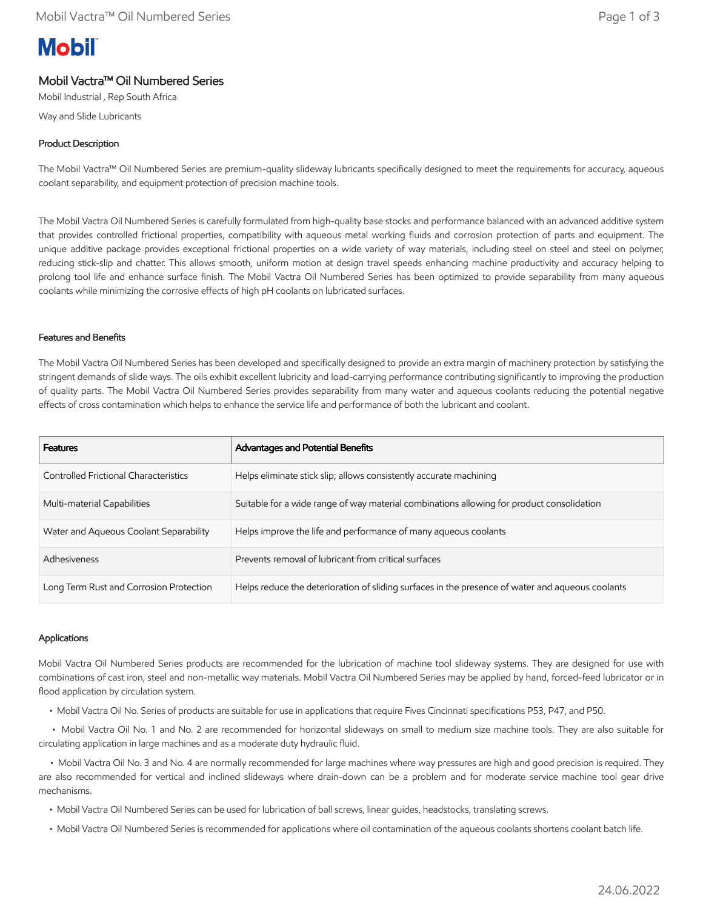# Mobil Vactra™ Oil Numbered Series

Mobil Industrial , Rep South Africa

Way and Slide Lubricants

## Product Description

The Mobil Vactra™ Oil Numbered Series are premium-quality slideway lubricants specifically designed to meet the requirements for accuracy, aqueous coolant separability, and equipment protection of precision machine tools.

The Mobil Vactra Oil Numbered Series is carefully formulated from high-quality base stocks and performance balanced with an advanced additive system that provides controlled frictional properties, compatibility with aqueous metal working fluids and corrosion protection of parts and equipment. The unique additive package provides exceptional frictional properties on a wide variety of way materials, including steel on steel and steel on polymer, reducing stick-slip and chatter. This allows smooth, uniform motion at design travel speeds enhancing machine productivity and accuracy helping to prolong tool life and enhance surface finish. The Mobil Vactra Oil Numbered Series has been optimized to provide separability from many aqueous coolants while minimizing the corrosive effects of high pH coolants on lubricated surfaces.

## Features and Benefits

The Mobil Vactra Oil Numbered Series has been developed and specifically designed to provide an extra margin of machinery protection by satisfying the stringent demands of slide ways. The oils exhibit excellent lubricity and load-carrying performance contributing significantly to improving the production of quality parts. The Mobil Vactra Oil Numbered Series provides separability from many water and aqueous coolants reducing the potential negative effects of cross contamination which helps to enhance the service life and performance of both the lubricant and coolant.

| Features | Advantages and Potential Benefits |
|---|---|
| Controlled Frictional Characteristics | Helps eliminate stick slip; allows consistently accurate machining |
| Multi-material Capabilities | Suitable for a wide range of way material combinations allowing for product consolidation |
| Water and Aqueous Coolant Separability | Helps improve the life and performance of many aqueous coolants |
| Adhesiveness | Prevents removal of lubricant from critical surfaces |
| Long Term Rust and Corrosion Protection | Helps reduce the deterioration of sliding surfaces in the presence of water and aqueous coolants |

## Applications

Mobil Vactra Oil Numbered Series products are recommended for the lubrication of machine tool slideway systems. They are designed for use with combinations of cast iron, steel and non-metallic way materials. Mobil Vactra Oil Numbered Series may be applied by hand, forced-feed lubricator or in flood application by circulation system.

- Mobil Vactra Oil No. Series of products are suitable for use in applications that require Fives Cincinnati specifications P53, P47, and P50.
- Mobil Vactra Oil No. 1 and No. 2 are recommended for horizontal slideways on small to medium size machine tools. They are also suitable for circulating application in large machines and as a moderate duty hydraulic fluid.
- Mobil Vactra Oil No. 3 and No. 4 are normally recommended for large machines where way pressures are high and good precision is required. They are also recommended for vertical and inclined slideways where drain-down can be a problem and for moderate service machine tool gear drive mechanisms.
- Mobil Vactra Oil Numbered Series can be used for lubrication of ball screws, linear guides, headstocks, translating screws.
- Mobil Vactra Oil Numbered Series is recommended for applications where oil contamination of the aqueous coolants shortens coolant batch life.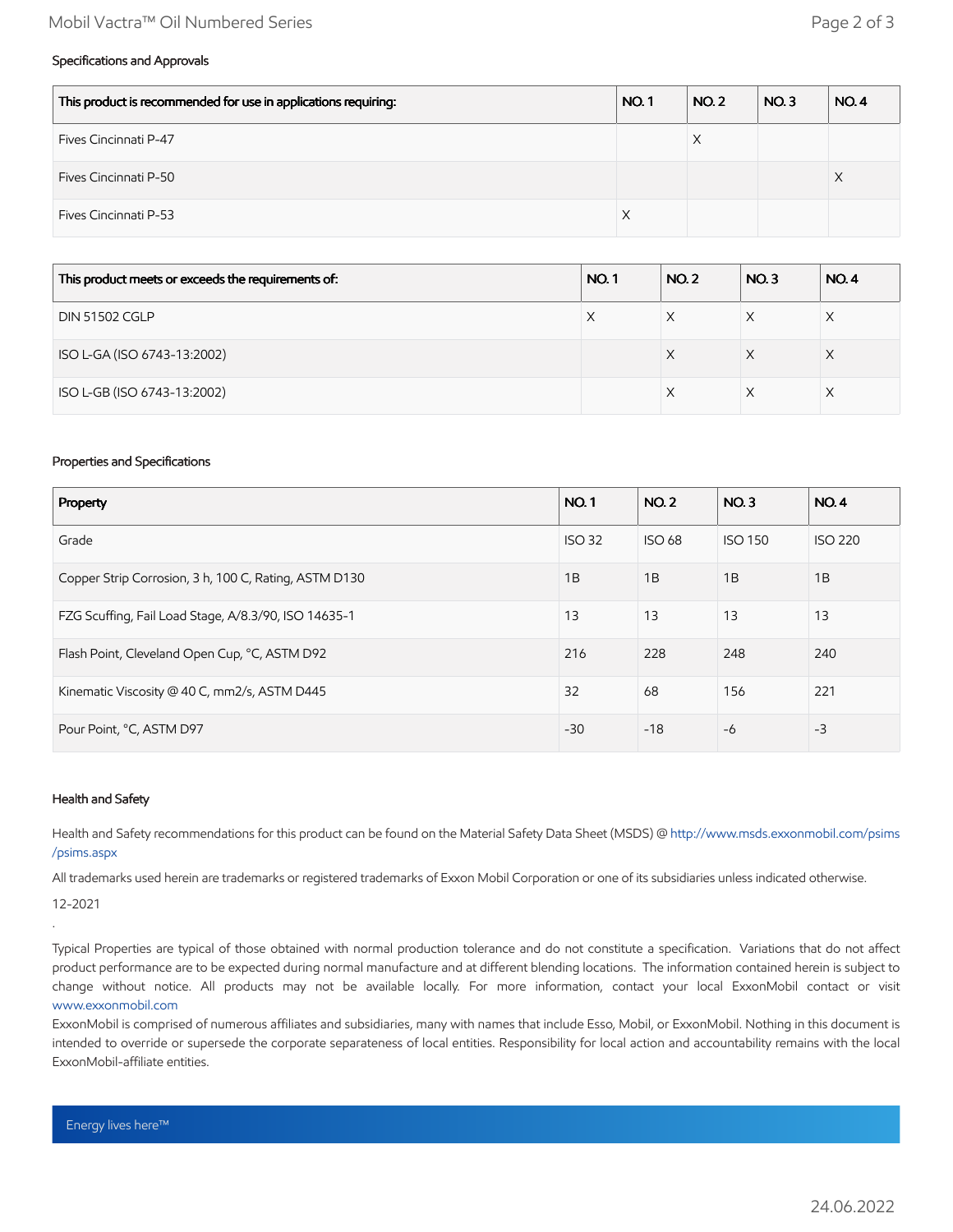### Specifications and Approvals

| This product is recommended for use in applications requiring: | NO. 1 | NO. 2 | NO. 3 | NO. 4 |
| --- | --- | --- | --- | --- |
| Fives Cincinnati P-47 | | X | | |
| Fives Cincinnati P-50 | | | | X |
| Fives Cincinnati P-53 | X | | | |

| This product meets or exceeds the requirements of: | NO. 1 | NO. 2 | NO. 3 | NO. 4 |
| --- | --- | --- | --- | --- |
| DIN 51502 CGLP | X | X | X | X |
| ISO L-GA (ISO 6743-13:2002) | | X | X | X |
| ISO L-GB (ISO 6743-13:2002) | | X | X | X |

### Properties and Specifications

| Property | NO. 1 | NO. 2 | NO. 3 | NO. 4 |
| --- | --- | --- | --- | --- |
| Grade | ISO 32 | ISO 68 | ISO 150 | ISO 220 |
| Copper Strip Corrosion, 3 h, 100 C, Rating, ASTM D130 | 1B | 1B | 1B | 1B |
| FZG Scuffing, Fail Load Stage, A/8.3/90, ISO 14635-1 | 13 | 13 | 13 | 13 |
| Flash Point, Cleveland Open Cup, °C, ASTM D92 | 216 | 228 | 248 | 240 |
| Kinematic Viscosity @ 40 C, mm2/s, ASTM D445 | 32 | 68 | 156 | 221 |
| Pour Point, °C, ASTM D97 | -30 | -18 | -6 | -3 |

### Health and Safety

Health and Safety recommendations for this product can be found on the Material Safety Data Sheet (MSDS) @ http://www.msds.exxonmobil.com/psims/psims.aspx

All trademarks used herein are trademarks or registered trademarks of Exxon Mobil Corporation or one of its subsidiaries unless indicated otherwise.

12-2021

.

Typical Properties are typical of those obtained with normal production tolerance and do not constitute a specification. Variations that do not affect product performance are to be expected during normal manufacture and at different blending locations. The information contained herein is subject to change without notice. All products may not be available locally. For more information, contact your local ExxonMobil contact or visit www.exxonmobil.com

ExxonMobil is comprised of numerous affiliates and subsidiaries, many with names that include Esso, Mobil, or ExxonMobil. Nothing in this document is intended to override or supersede the corporate separateness of local entities. Responsibility for local action and accountability remains with the local ExxonMobil-affiliate entities.

Energy lives here™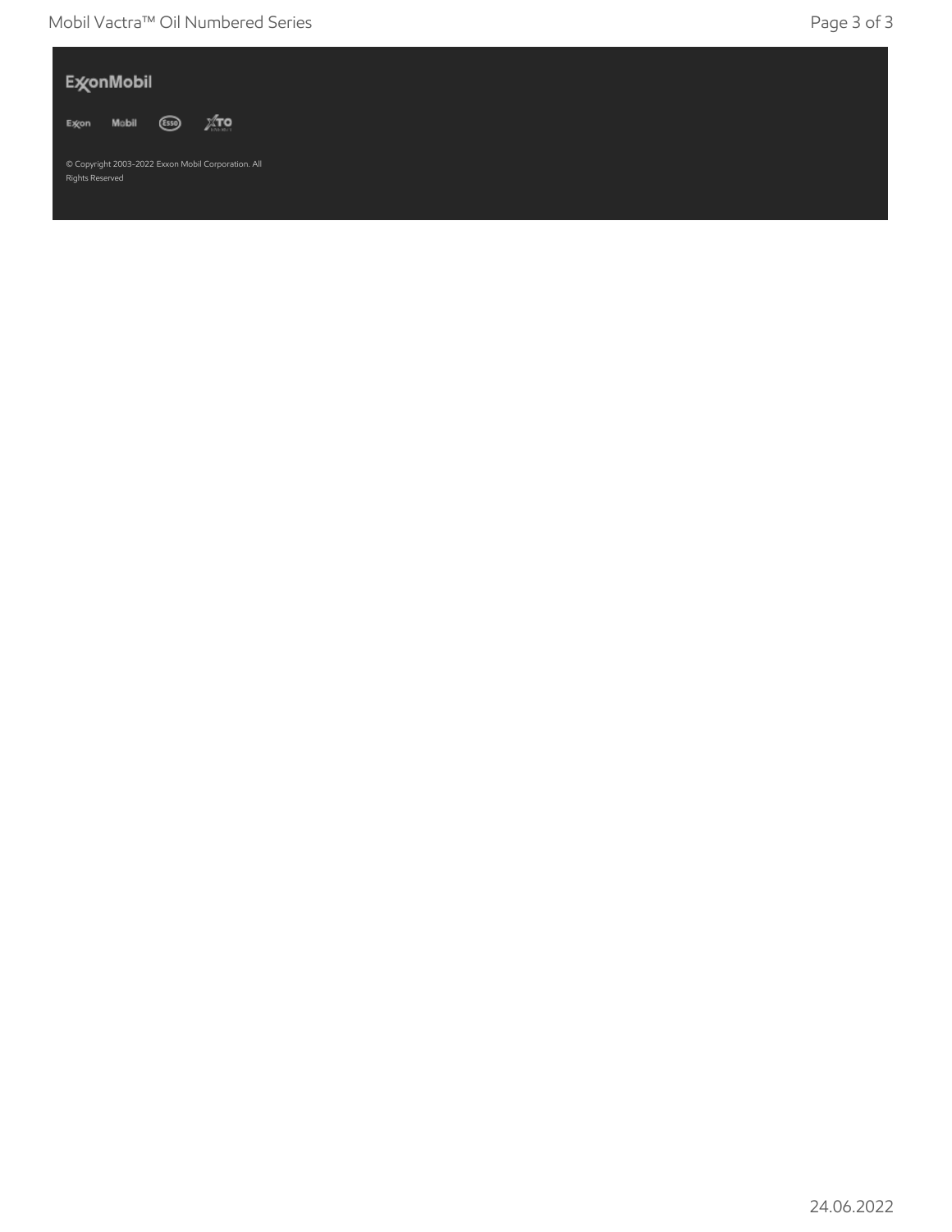ExxonMobil

Exxon Mobil Esso XTO

© Copyright 2003-2022 Exxon Mobil Corporation. All Rights Reserved